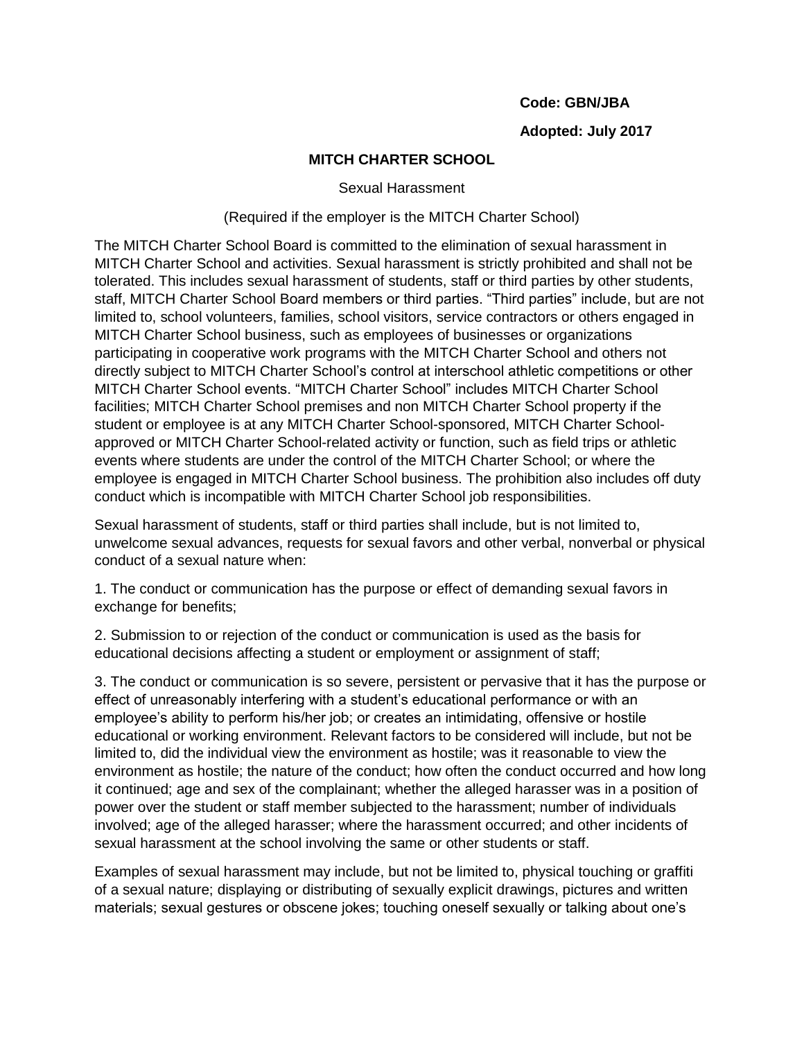**Code: GBN/JBA**

**Adopted: July 2017**

# MITCH CHARTER SCHOOL

## Sexual Harassment

(Required if the employer is the MITCH Charter School)

The MITCH Charter School Board is committed to the elimination of sexual harassment in MITCH Charter School and activities. Sexual harassment is strictly prohibited and shall not be tolerated. This includes sexual harassment of students, staff or third parties by other students, staff, MITCH Charter School Board members or third parties. "Third parties" include, but are not limited to, school volunteers, families, school visitors, service contractors or others engaged in MITCH Charter School business, such as employees of businesses or organizations participating in cooperative work programs with the MITCH Charter School and others not directly subject to MITCH Charter School's control at interschool athletic competitions or other MITCH Charter School events. "MITCH Charter School" includes MITCH Charter School facilities; MITCH Charter School premises and non MITCH Charter School property if the student or employee is at any MITCH Charter School-sponsored, MITCH Charter School-approved or MITCH Charter School-related activity or function, such as field trips or athletic events where students are under the control of the MITCH Charter School; or where the employee is engaged in MITCH Charter School business. The prohibition also includes off duty conduct which is incompatible with MITCH Charter School job responsibilities.

Sexual harassment of students, staff or third parties shall include, but is not limited to, unwelcome sexual advances, requests for sexual favors and other verbal, nonverbal or physical conduct of a sexual nature when:

1. The conduct or communication has the purpose or effect of demanding sexual favors in exchange for benefits;

2. Submission to or rejection of the conduct or communication is used as the basis for educational decisions affecting a student or employment or assignment of staff;

3. The conduct or communication is so severe, persistent or pervasive that it has the purpose or effect of unreasonably interfering with a student's educational performance or with an employee's ability to perform his/her job; or creates an intimidating, offensive or hostile educational or working environment. Relevant factors to be considered will include, but not be limited to, did the individual view the environment as hostile; was it reasonable to view the environment as hostile; the nature of the conduct; how often the conduct occurred and how long it continued; age and sex of the complainant; whether the alleged harasser was in a position of power over the student or staff member subjected to the harassment; number of individuals involved; age of the alleged harasser; where the harassment occurred; and other incidents of sexual harassment at the school involving the same or other students or staff.

Examples of sexual harassment may include, but not be limited to, physical touching or graffiti of a sexual nature; displaying or distributing of sexually explicit drawings, pictures and written materials; sexual gestures or obscene jokes; touching oneself sexually or talking about one's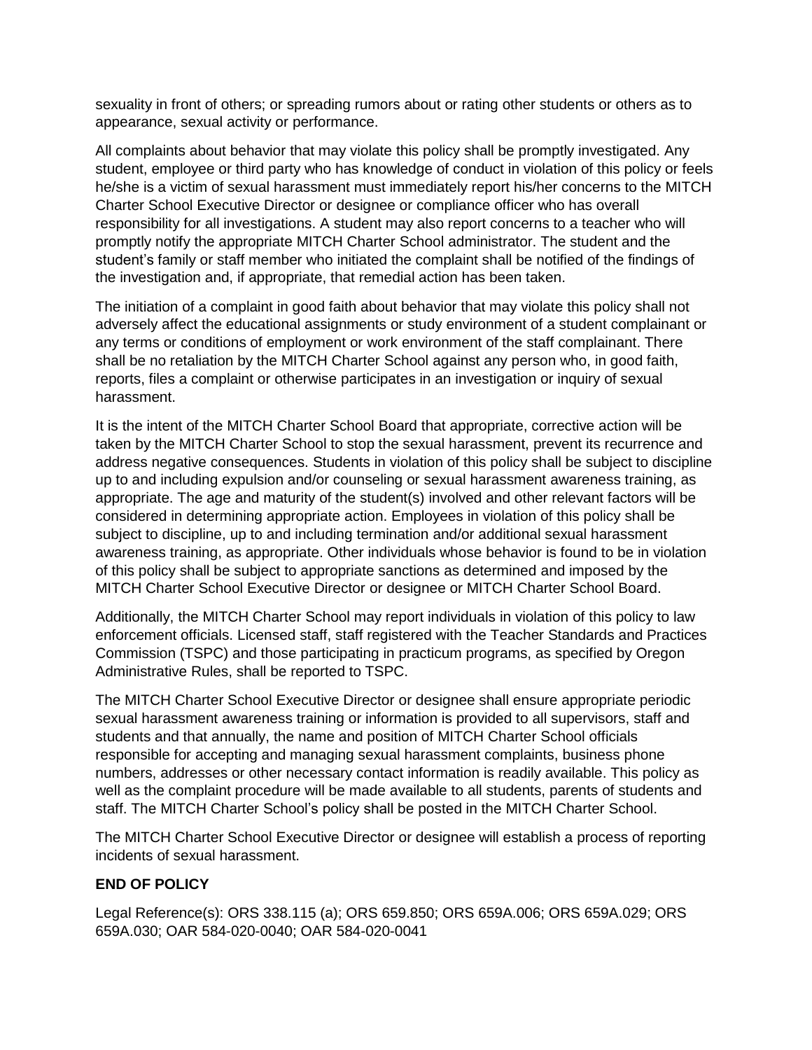sexuality in front of others; or spreading rumors about or rating other students or others as to appearance, sexual activity or performance.

All complaints about behavior that may violate this policy shall be promptly investigated. Any student, employee or third party who has knowledge of conduct in violation of this policy or feels he/she is a victim of sexual harassment must immediately report his/her concerns to the MITCH Charter School Executive Director or designee or compliance officer who has overall responsibility for all investigations. A student may also report concerns to a teacher who will promptly notify the appropriate MITCH Charter School administrator. The student and the student's family or staff member who initiated the complaint shall be notified of the findings of the investigation and, if appropriate, that remedial action has been taken.

The initiation of a complaint in good faith about behavior that may violate this policy shall not adversely affect the educational assignments or study environment of a student complainant or any terms or conditions of employment or work environment of the staff complainant. There shall be no retaliation by the MITCH Charter School against any person who, in good faith, reports, files a complaint or otherwise participates in an investigation or inquiry of sexual harassment.

It is the intent of the MITCH Charter School Board that appropriate, corrective action will be taken by the MITCH Charter School to stop the sexual harassment, prevent its recurrence and address negative consequences. Students in violation of this policy shall be subject to discipline up to and including expulsion and/or counseling or sexual harassment awareness training, as appropriate. The age and maturity of the student(s) involved and other relevant factors will be considered in determining appropriate action. Employees in violation of this policy shall be subject to discipline, up to and including termination and/or additional sexual harassment awareness training, as appropriate. Other individuals whose behavior is found to be in violation of this policy shall be subject to appropriate sanctions as determined and imposed by the MITCH Charter School Executive Director or designee or MITCH Charter School Board.

Additionally, the MITCH Charter School may report individuals in violation of this policy to law enforcement officials. Licensed staff, staff registered with the Teacher Standards and Practices Commission (TSPC) and those participating in practicum programs, as specified by Oregon Administrative Rules, shall be reported to TSPC.

The MITCH Charter School Executive Director or designee shall ensure appropriate periodic sexual harassment awareness training or information is provided to all supervisors, staff and students and that annually, the name and position of MITCH Charter School officials responsible for accepting and managing sexual harassment complaints, business phone numbers, addresses or other necessary contact information is readily available. This policy as well as the complaint procedure will be made available to all students, parents of students and staff. The MITCH Charter School's policy shall be posted in the MITCH Charter School.

The MITCH Charter School Executive Director or designee will establish a process of reporting incidents of sexual harassment.

**END OF POLICY**

Legal Reference(s): ORS 338.115 (a); ORS 659.850; ORS 659A.006; ORS 659A.029; ORS 659A.030; OAR 584-020-0040; OAR 584-020-0041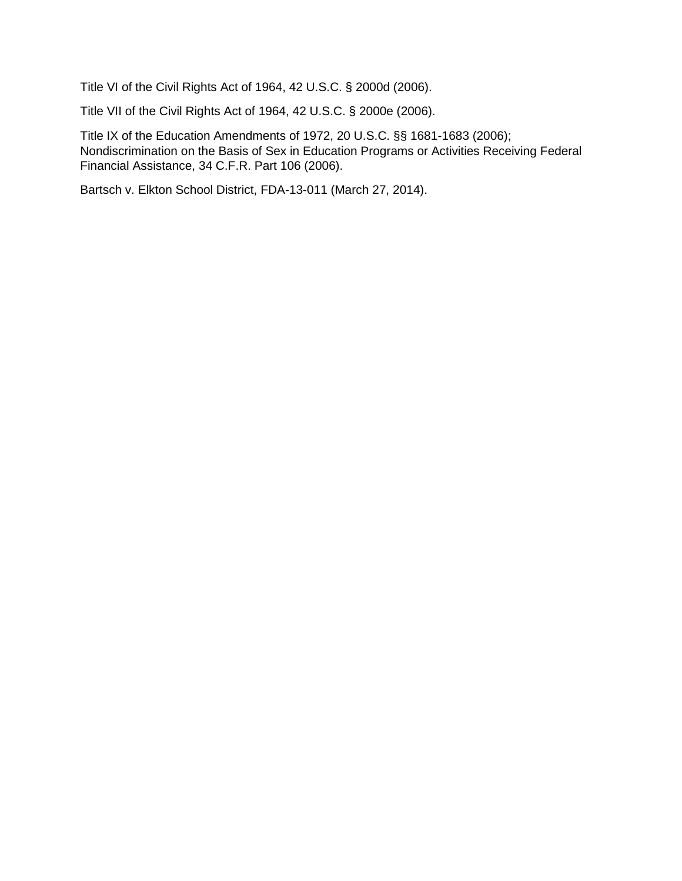Title VI of the Civil Rights Act of 1964, 42 U.S.C. § 2000d (2006).

Title VII of the Civil Rights Act of 1964, 42 U.S.C. § 2000e (2006).

Title IX of the Education Amendments of 1972, 20 U.S.C. §§ 1681-1683 (2006); Nondiscrimination on the Basis of Sex in Education Programs or Activities Receiving Federal Financial Assistance, 34 C.F.R. Part 106 (2006).

Bartsch v. Elkton School District, FDA-13-011 (March 27, 2014).